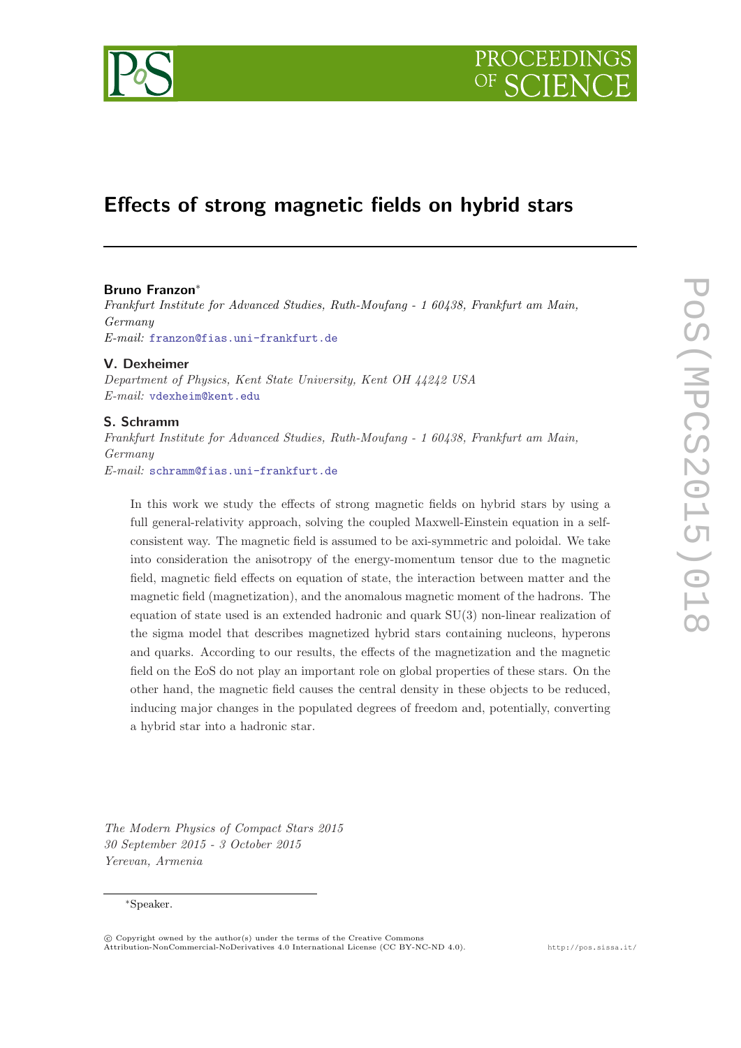# Effects of strong magnetic fields on hybrid stars

**Bruno Franzon***
*Frankfurt Institute for Advanced Studies, Ruth-Moufang - 1 60438, Frankfurt am Main, Germany*
*E-mail:* franzon@fias.uni-frankfurt.de

**V. Dexheimer**
*Department of Physics, Kent State University, Kent OH 44242 USA*
*E-mail:* vdexheim@kent.edu

**S. Schramm**
*Frankfurt Institute for Advanced Studies, Ruth-Moufang - 1 60438, Frankfurt am Main, Germany*
*E-mail:* schramm@fias.uni-frankfurt.de

In this work we study the effects of strong magnetic fields on hybrid stars by using a full general-relativity approach, solving the coupled Maxwell-Einstein equation in a self-consistent way. The magnetic field is assumed to be axi-symmetric and poloidal. We take into consideration the anisotropy of the energy-momentum tensor due to the magnetic field, magnetic field effects on equation of state, the interaction between matter and the magnetic field (magnetization), and the anomalous magnetic moment of the hadrons. The equation of state used is an extended hadronic and quark SU(3) non-linear realization of the sigma model that describes magnetized hybrid stars containing nucleons, hyperons and quarks. According to our results, the effects of the magnetization and the magnetic field on the EoS do not play an important role on global properties of these stars. On the other hand, the magnetic field causes the central density in these objects to be reduced, inducing major changes in the populated degrees of freedom and, potentially, converting a hybrid star into a hadronic star.

*The Modern Physics of Compact Stars 2015*
*30 September 2015 - 3 October 2015*
*Yerevan, Armenia*

*Speaker.

© Copyright owned by the author(s) under the terms of the Creative Commons Attribution-NonCommercial-NoDerivatives 4.0 International License (CC BY-NC-ND 4.0).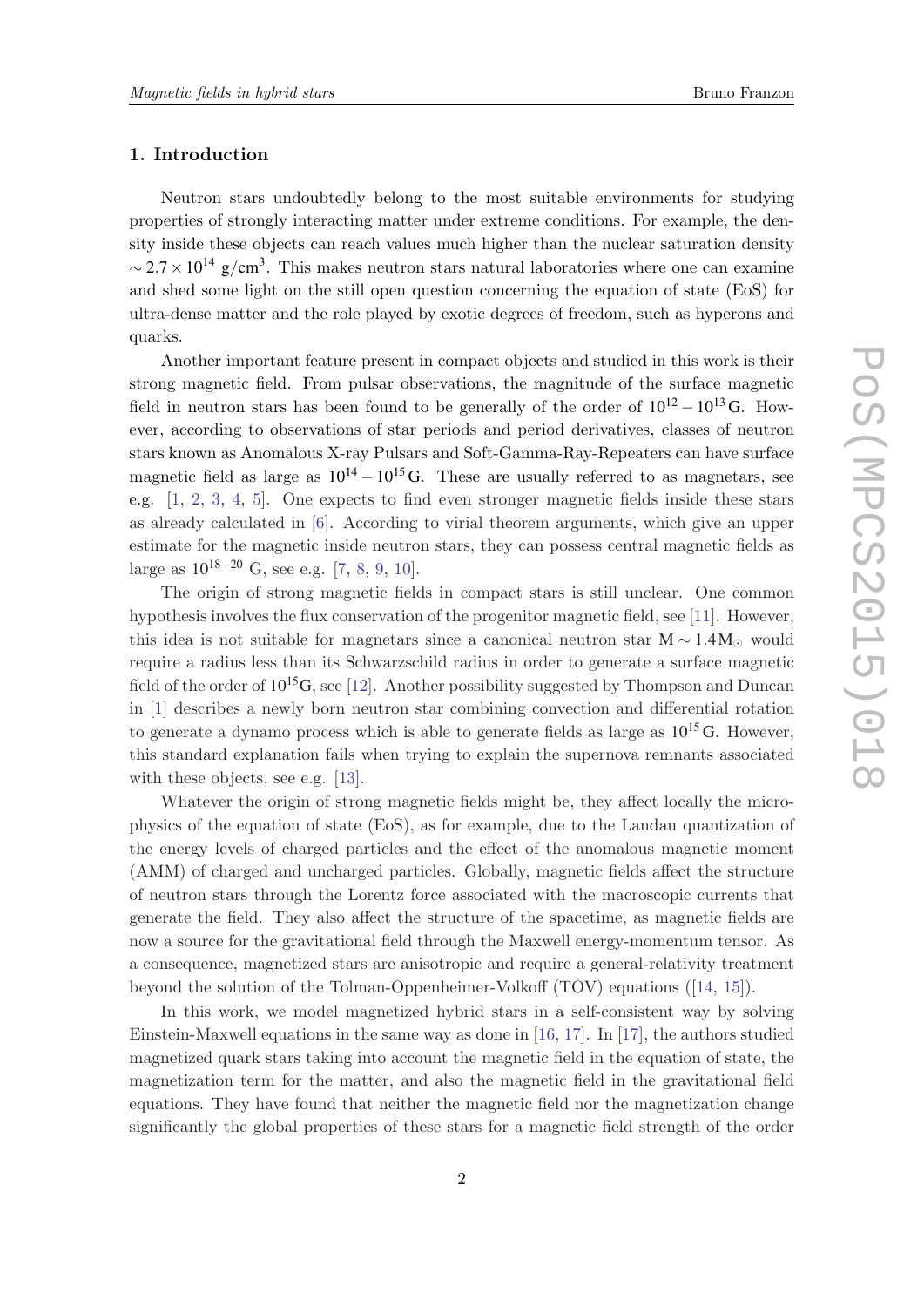## 1. Introduction

Neutron stars undoubtedly belong to the most suitable environments for studying properties of strongly interacting matter under extreme conditions. For example, the density inside these objects can reach values much higher than the nuclear saturation density $\sim 2.7\times10^{14}$ g/cm$^3$. This makes neutron stars natural laboratories where one can examine and shed some light on the still open question concerning the equation of state (EoS) for ultra-dense matter and the role played by exotic degrees of freedom, such as hyperons and quarks.

Another important feature present in compact objects and studied in this work is their strong magnetic field. From pulsar observations, the magnitude of the surface magnetic field in neutron stars has been found to be generally of the order of $10^{12}-10^{13}$ G. However, according to observations of star periods and period derivatives, classes of neutron stars known as Anomalous X-ray Pulsars and Soft-Gamma-Ray-Repeaters can have surface magnetic field as large as $10^{14}-10^{15}$ G. These are usually referred to as magnetars, see e.g. [1, 2, 3, 4, 5]. One expects to find even stronger magnetic fields inside these stars as already calculated in [6]. According to virial theorem arguments, which give an upper estimate for the magnetic inside neutron stars, they can possess central magnetic fields as large as $10^{18-20}$ G, see e.g. [7, 8, 9, 10].

The origin of strong magnetic fields in compact stars is still unclear. One common hypothesis involves the flux conservation of the progenitor magnetic field, see [11]. However, this idea is not suitable for magnetars since a canonical neutron star $\mathrm{M}\sim 1.4\mathrm{M}_\odot$ would require a radius less than its Schwarzschild radius in order to generate a surface magnetic field of the order of $10^{15}$G, see [12]. Another possibility suggested by Thompson and Duncan in [1] describes a newly born neutron star combining convection and differential rotation to generate a dynamo process which is able to generate fields as large as $10^{15}$ G. However, this standard explanation fails when trying to explain the supernova remnants associated with these objects, see e.g. [13].

Whatever the origin of strong magnetic fields might be, they affect locally the microphysics of the equation of state (EoS), as for example, due to the Landau quantization of the energy levels of charged particles and the effect of the anomalous magnetic moment (AMM) of charged and uncharged particles. Globally, magnetic fields affect the structure of neutron stars through the Lorentz force associated with the macroscopic currents that generate the field. They also affect the structure of the spacetime, as magnetic fields are now a source for the gravitational field through the Maxwell energy-momentum tensor. As a consequence, magnetized stars are anisotropic and require a general-relativity treatment beyond the solution of the Tolman-Oppenheimer-Volkoff (TOV) equations ([14, 15]).

In this work, we model magnetized hybrid stars in a self-consistent way by solving Einstein-Maxwell equations in the same way as done in [16, 17]. In [17], the authors studied magnetized quark stars taking into account the magnetic field in the equation of state, the magnetization term for the matter, and also the magnetic field in the gravitational field equations. They have found that neither the magnetic field nor the magnetization change significantly the global properties of these stars for a magnetic field strength of the order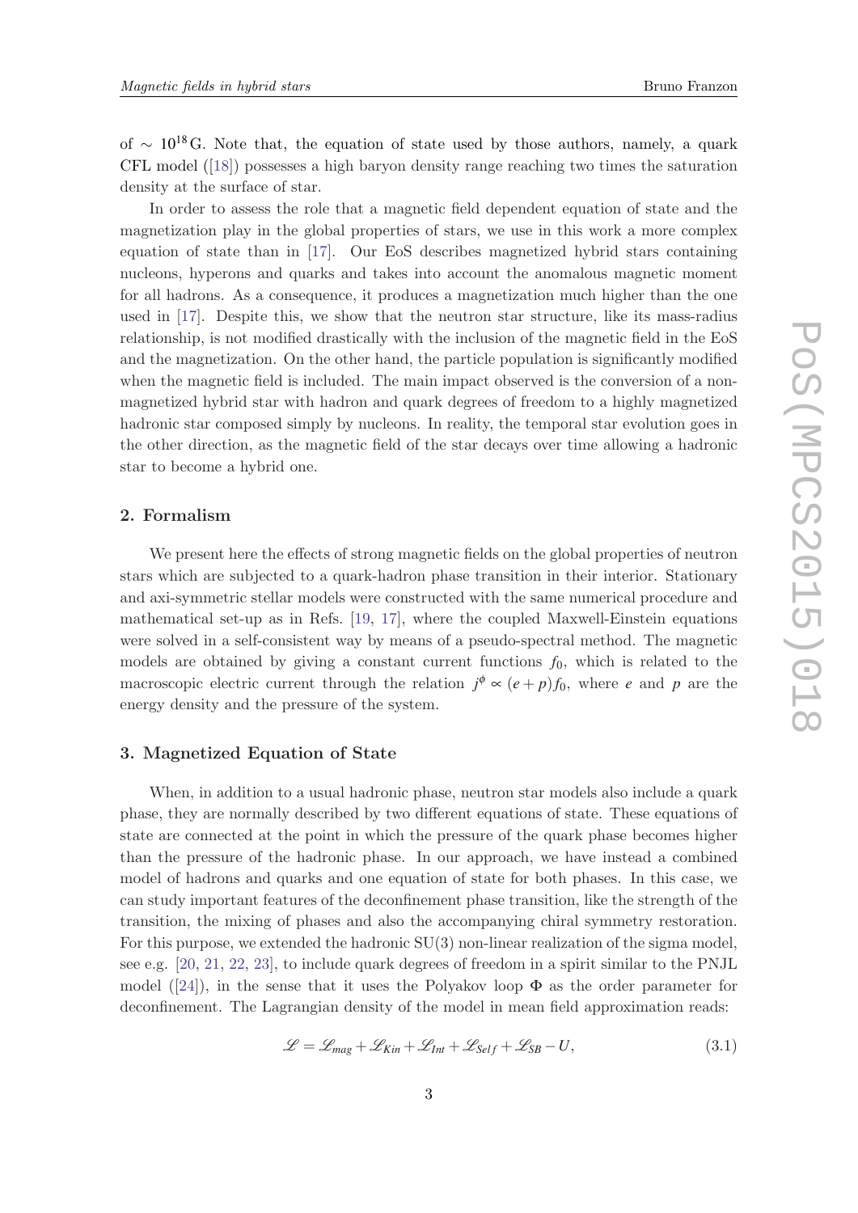of $\sim 10^{18}$ G. Note that, the equation of state used by those authors, namely, a quark CFL model ([18]) possesses a high baryon density range reaching two times the saturation density at the surface of star.

In order to assess the role that a magnetic field dependent equation of state and the magnetization play in the global properties of stars, we use in this work a more complex equation of state than in [17]. Our EoS describes magnetized hybrid stars containing nucleons, hyperons and quarks and takes into account the anomalous magnetic moment for all hadrons. As a consequence, it produces a magnetization much higher than the one used in [17]. Despite this, we show that the neutron star structure, like its mass-radius relationship, is not modified drastically with the inclusion of the magnetic field in the EoS and the magnetization. On the other hand, the particle population is significantly modified when the magnetic field is included. The main impact observed is the conversion of a non-magnetized hybrid star with hadron and quark degrees of freedom to a highly magnetized hadronic star composed simply by nucleons. In reality, the temporal star evolution goes in the other direction, as the magnetic field of the star decays over time allowing a hadronic star to become a hybrid one.

## 2. Formalism

We present here the effects of strong magnetic fields on the global properties of neutron stars which are subjected to a quark-hadron phase transition in their interior. Stationary and axi-symmetric stellar models were constructed with the same numerical procedure and mathematical set-up as in Refs. [19, 17], where the coupled Maxwell-Einstein equations were solved in a self-consistent way by means of a pseudo-spectral method. The magnetic models are obtained by giving a constant current functions $f_0$, which is related to the macroscopic electric current through the relation $j^{\phi} \propto (e+p) f_0$, where $e$ and $p$ are the energy density and the pressure of the system.

## 3. Magnetized Equation of State

When, in addition to a usual hadronic phase, neutron star models also include a quark phase, they are normally described by two different equations of state. These equations of state are connected at the point in which the pressure of the quark phase becomes higher than the pressure of the hadronic phase. In our approach, we have instead a combined model of hadrons and quarks and one equation of state for both phases. In this case, we can study important features of the deconfinement phase transition, like the strength of the transition, the mixing of phases and also the accompanying chiral symmetry restoration. For this purpose, we extended the hadronic SU(3) non-linear realization of the sigma model, see e.g. [20, 21, 22, 23], to include quark degrees of freedom in a spirit similar to the PNJL model ([24]), in the sense that it uses the Polyakov loop $\Phi$ as the order parameter for deconfinement. The Lagrangian density of the model in mean field approximation reads:

$$\mathscr{L} = \mathscr{L}_{mag} + \mathscr{L}_{Kin} + \mathscr{L}_{Int} + \mathscr{L}_{Self} + \mathscr{L}_{SB} - U, \tag{3.1}$$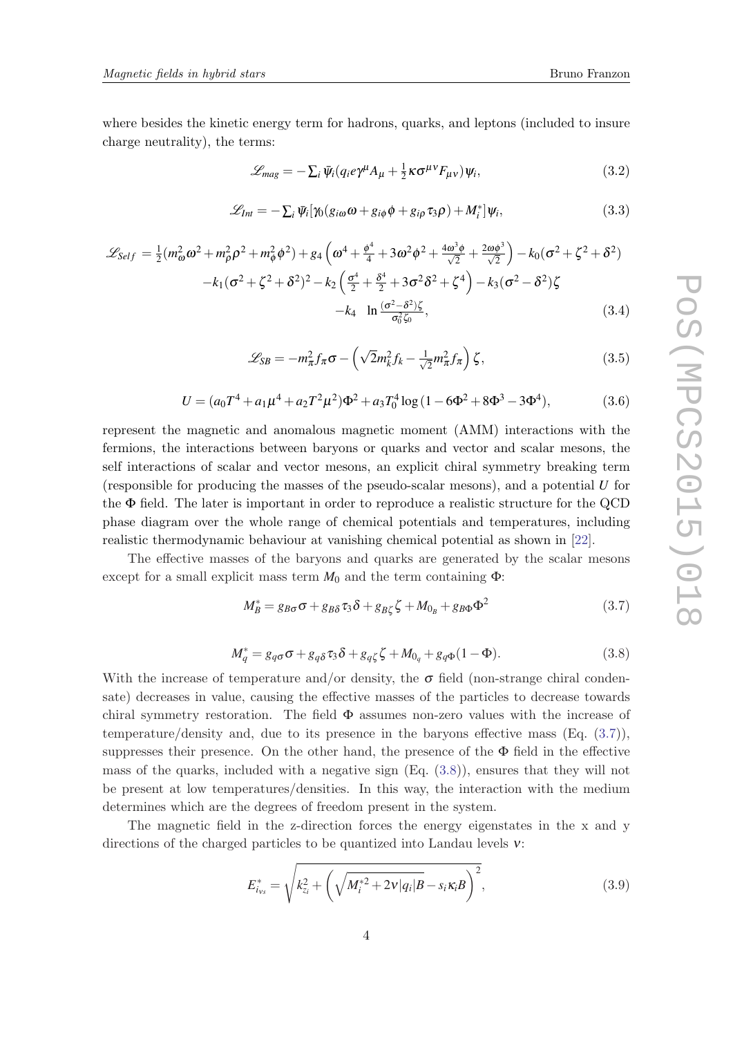where besides the kinetic energy term for hadrons, quarks, and leptons (included to insure charge neutrality), the terms:

$$\mathscr{L}_{mag} = -\sum_i \bar{\psi}_i (q_i e \gamma^\mu A_\mu + \tfrac{1}{2}\kappa \sigma^{\mu\nu} F_{\mu\nu}) \psi_i, \tag{3.2}$$

$$\mathscr{L}_{Int} = -\sum_i \bar{\psi}_i [\gamma_0 (g_{i\omega}\omega + g_{i\phi}\phi + g_{i\rho}\tau_3 \rho) + M_i^*] \psi_i, \tag{3.3}$$

$$\begin{aligned}\mathscr{L}_{Self} = & \tfrac{1}{2}(m_\omega^2 \omega^2 + m_\rho^2 \rho^2 + m_\phi^2 \phi^2) + g_4 \left( \omega^4 + \tfrac{\phi^4}{4} + 3\omega^2\phi^2 + \tfrac{4\omega^3\phi}{\sqrt{2}} + \tfrac{2\omega\phi^3}{\sqrt{2}} \right) - k_0(\sigma^2 + \zeta^2 + \delta^2) \\ & - k_1(\sigma^2 + \zeta^2 + \delta^2)^2 - k_2 \left( \tfrac{\sigma^4}{2} + \tfrac{\delta^4}{2} + 3\sigma^2\delta^2 + \zeta^4 \right) - k_3(\sigma^2 - \delta^2)\zeta \\ & - k_4 \ \ln \tfrac{(\sigma^2 - \delta^2)\zeta}{\sigma_0^2 \zeta_0},\end{aligned} \tag{3.4}$$

$$\mathscr{L}_{SB} = -m_\pi^2 f_\pi \sigma - \left( \sqrt{2} m_k^2 f_k - \tfrac{1}{\sqrt{2}} m_\pi^2 f_\pi \right) \zeta, \tag{3.5}$$

$$U = (a_0 T^4 + a_1 \mu^4 + a_2 T^2 \mu^2)\Phi^2 + a_3 T_0^4 \log(1 - 6\Phi^2 + 8\Phi^3 - 3\Phi^4), \tag{3.6}$$

represent the magnetic and anomalous magnetic moment (AMM) interactions with the fermions, the interactions between baryons or quarks and vector and scalar mesons, the self interactions of scalar and vector mesons, an explicit chiral symmetry breaking term (responsible for producing the masses of the pseudo-scalar mesons), and a potential $U$ for the $\Phi$ field. The later is important in order to reproduce a realistic structure for the QCD phase diagram over the whole range of chemical potentials and temperatures, including realistic thermodynamic behaviour at vanishing chemical potential as shown in [22].

The effective masses of the baryons and quarks are generated by the scalar mesons except for a small explicit mass term $M_0$ and the term containing $\Phi$:

$$M_B^* = g_{B\sigma}\sigma + g_{B\delta}\tau_3\delta + g_{B\zeta}\zeta + M_{0_B} + g_{B\Phi}\Phi^2 \tag{3.7}$$

$$M_q^* = g_{q\sigma}\sigma + g_{q\delta}\tau_3\delta + g_{q\zeta}\zeta + M_{0_q} + g_{q\Phi}(1 - \Phi). \tag{3.8}$$

With the increase of temperature and/or density, the $\sigma$ field (non-strange chiral condensate) decreases in value, causing the effective masses of the particles to decrease towards chiral symmetry restoration. The field $\Phi$ assumes non-zero values with the increase of temperature/density and, due to its presence in the baryons effective mass (Eq. (3.7)), suppresses their presence. On the other hand, the presence of the $\Phi$ field in the effective mass of the quarks, included with a negative sign (Eq. (3.8)), ensures that they will not be present at low temperatures/densities. In this way, the interaction with the medium determines which are the degrees of freedom present in the system.

The magnetic field in the z-direction forces the energy eigenstates in the x and y directions of the charged particles to be quantized into Landau levels $\nu$:

$$E_{i_{\nu s}}^* = \sqrt{k_{z_i}^2 + \left( \sqrt{M_i^{*2} + 2\nu|q_i|B} - s_i\kappa_i B \right)^2}, \tag{3.9}$$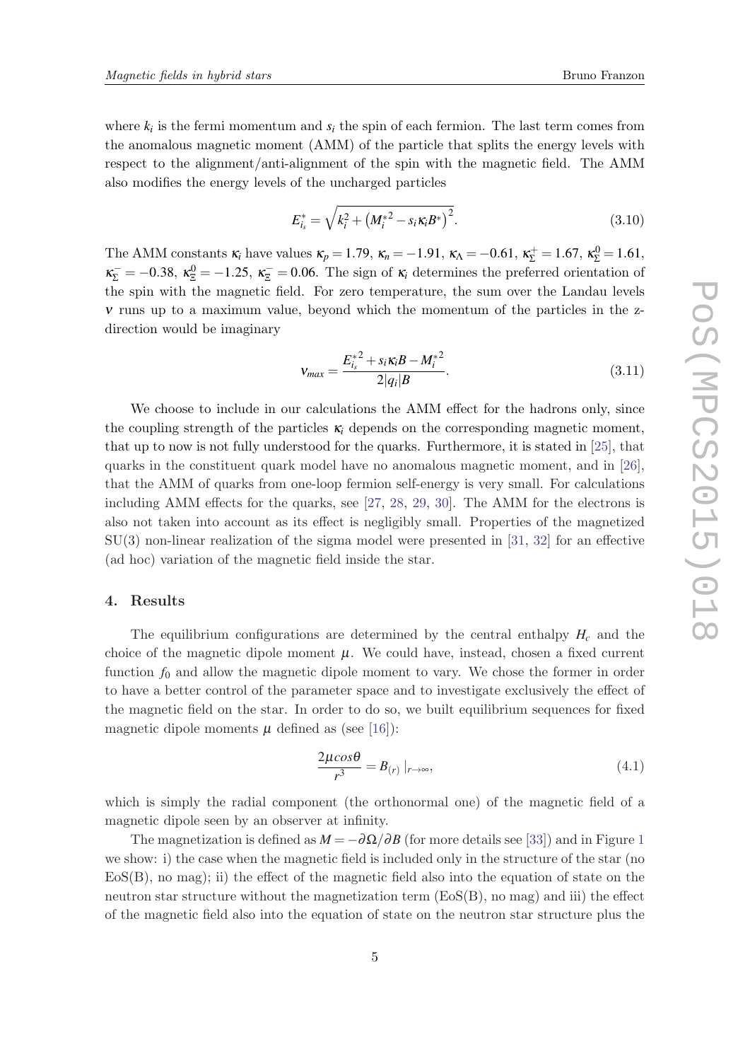where $k_i$ is the fermi momentum and $s_i$ the spin of each fermion. The last term comes from the anomalous magnetic moment (AMM) of the particle that splits the energy levels with respect to the alignment/anti-alignment of the spin with the magnetic field. The AMM also modifies the energy levels of the uncharged particles

$$E^*_{i_s} = \sqrt{k_i^2 + \left(M_i^{*2} - s_i \kappa_i B^*\right)^2}. \tag{3.10}$$

The AMM constants $\kappa_i$ have values $\kappa_p = 1.79$, $\kappa_n = -1.91$, $\kappa_\Lambda = -0.61$, $\kappa_\Sigma^+ = 1.67$, $\kappa_\Sigma^0 = 1.61$, $\kappa_\Sigma^- = -0.38$, $\kappa_\Xi^0 = -1.25$, $\kappa_\Xi^- = 0.06$. The sign of $\kappa_i$ determines the preferred orientation of the spin with the magnetic field. For zero temperature, the sum over the Landau levels $\nu$ runs up to a maximum value, beyond which the momentum of the particles in the z-direction would be imaginary

$$\nu_{max} = \frac{E^{*2}_{i_s} + s_i \kappa_i B - M_i^{*2}}{2|q_i|B}. \tag{3.11}$$

We choose to include in our calculations the AMM effect for the hadrons only, since the coupling strength of the particles $\kappa_i$ depends on the corresponding magnetic moment, that up to now is not fully understood for the quarks. Furthermore, it is stated in [25], that quarks in the constituent quark model have no anomalous magnetic moment, and in [26], that the AMM of quarks from one-loop fermion self-energy is very small. For calculations including AMM effects for the quarks, see [27, 28, 29, 30]. The AMM for the electrons is also not taken into account as its effect is negligibly small. Properties of the magnetized SU(3) non-linear realization of the sigma model were presented in [31, 32] for an effective (ad hoc) variation of the magnetic field inside the star.

## 4. Results

The equilibrium configurations are determined by the central enthalpy $H_c$ and the choice of the magnetic dipole moment $\mu$. We could have, instead, chosen a fixed current function $f_0$ and allow the magnetic dipole moment to vary. We chose the former in order to have a better control of the parameter space and to investigate exclusively the effect of the magnetic field on the star. In order to do so, we built equilibrium sequences for fixed magnetic dipole moments $\mu$ defined as (see [16]):

$$\frac{2\mu cos\theta}{r^3} = B_{(r)}\mid_{r\to\infty}, \tag{4.1}$$

which is simply the radial component (the orthonormal one) of the magnetic field of a magnetic dipole seen by an observer at infinity.

The magnetization is defined as $M = -\partial\Omega/\partial B$ (for more details see [33]) and in Figure 1 we show: i) the case when the magnetic field is included only in the structure of the star (no EoS(B), no mag); ii) the effect of the magnetic field also into the equation of state on the neutron star structure without the magnetization term (EoS(B), no mag) and iii) the effect of the magnetic field also into the equation of state on the neutron star structure plus the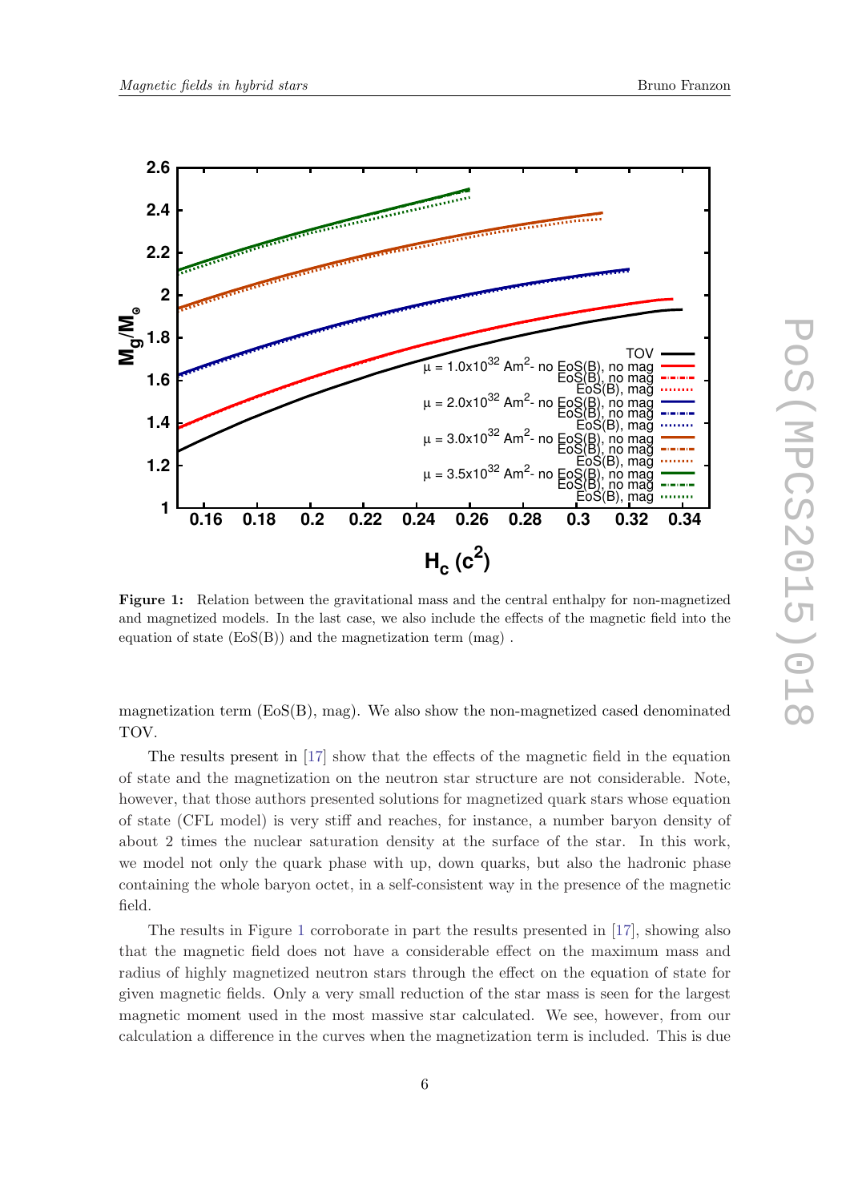Figure 1: Relation between the gravitational mass and the central enthalpy for non-magnetized and magnetized models. In the last case, we also include the effects of the magnetic field into the equation of state (EoS(B)) and the magnetization term (mag) .

magnetization term (EoS(B), mag). We also show the non-magnetized cased denominated TOV.

The results present in [17] show that the effects of the magnetic field in the equation of state and the magnetization on the neutron star structure are not considerable. Note, however, that those authors presented solutions for magnetized quark stars whose equation of state (CFL model) is very stiff and reaches, for instance, a number baryon density of about 2 times the nuclear saturation density at the surface of the star. In this work, we model not only the quark phase with up, down quarks, but also the hadronic phase containing the whole baryon octet, in a self-consistent way in the presence of the magnetic field.

The results in Figure 1 corroborate in part the results presented in [17], showing also that the magnetic field does not have a considerable effect on the maximum mass and radius of highly magnetized neutron stars through the effect on the equation of state for given magnetic fields. Only a very small reduction of the star mass is seen for the largest magnetic moment used in the most massive star calculated. We see, however, from our calculation a difference in the curves when the magnetization term is included. This is due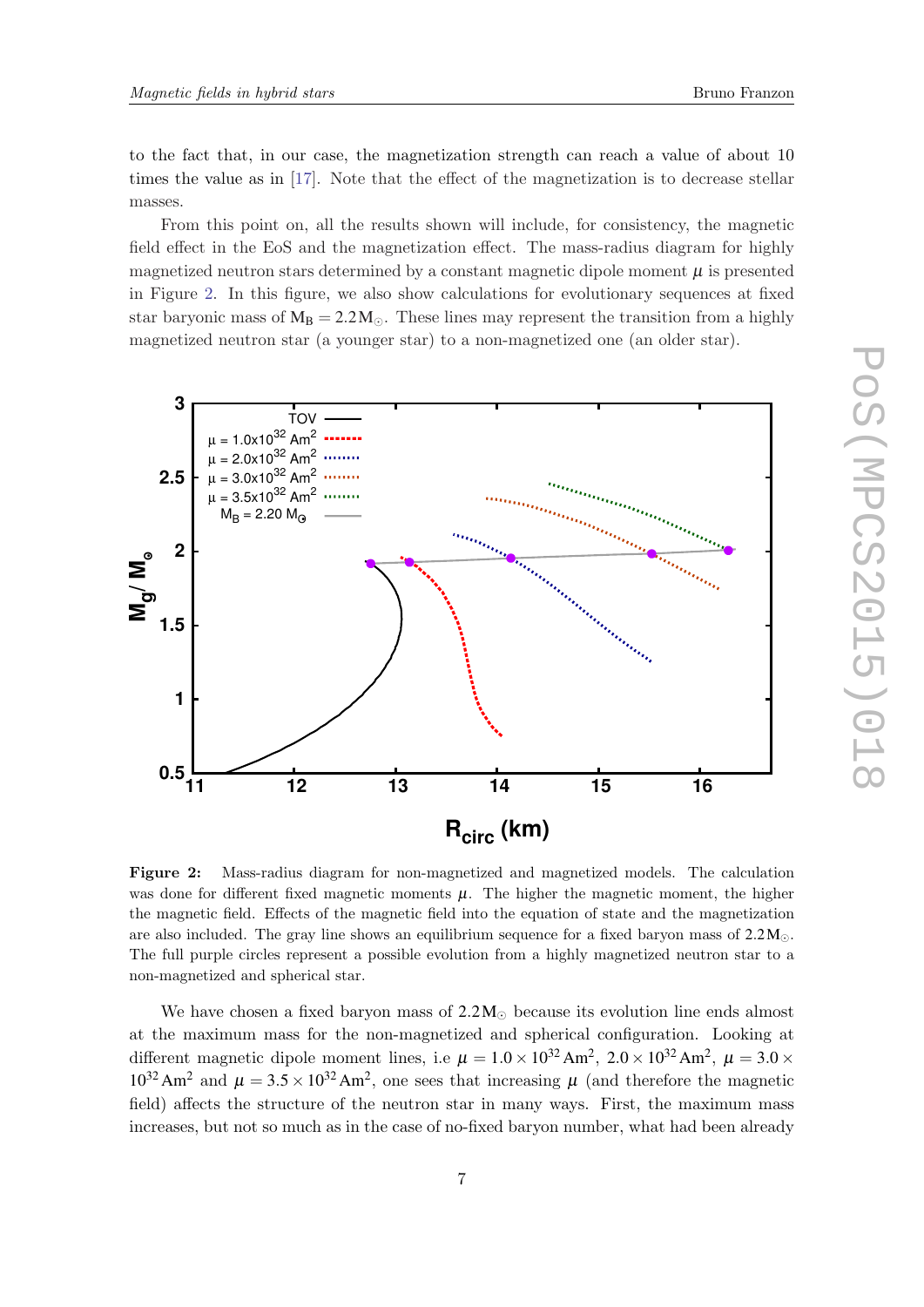to the fact that, in our case, the magnetization strength can reach a value of about 10 times the value as in [17]. Note that the effect of the magnetization is to decrease stellar masses.

From this point on, all the results shown will include, for consistency, the magnetic field effect in the EoS and the magnetization effect. The mass-radius diagram for highly magnetized neutron stars determined by a constant magnetic dipole moment $\mu$ is presented in Figure 2. In this figure, we also show calculations for evolutionary sequences at fixed star baryonic mass of $M_B = 2.2 M_\odot$. These lines may represent the transition from a highly magnetized neutron star (a younger star) to a non-magnetized one (an older star).

**Figure 2:** Mass-radius diagram for non-magnetized and magnetized models. The calculation was done for different fixed magnetic moments $\mu$. The higher the magnetic moment, the higher the magnetic field. Effects of the magnetic field into the equation of state and the magnetization are also included. The gray line shows an equilibrium sequence for a fixed baryon mass of $2.2 M_\odot$. The full purple circles represent a possible evolution from a highly magnetized neutron star to a non-magnetized and spherical star.

We have chosen a fixed baryon mass of $2.2 M_\odot$ because its evolution line ends almost at the maximum mass for the non-magnetized and spherical configuration. Looking at different magnetic dipole moment lines, i.e $\mu = 1.0 \times 10^{32}\,\mathrm{Am}^2$, $2.0 \times 10^{32}\,\mathrm{Am}^2$, $\mu = 3.0 \times 10^{32}\,\mathrm{Am}^2$ and $\mu = 3.5 \times 10^{32}\,\mathrm{Am}^2$, one sees that increasing $\mu$ (and therefore the magnetic field) affects the structure of the neutron star in many ways. First, the maximum mass increases, but not so much as in the case of no-fixed baryon number, what had been already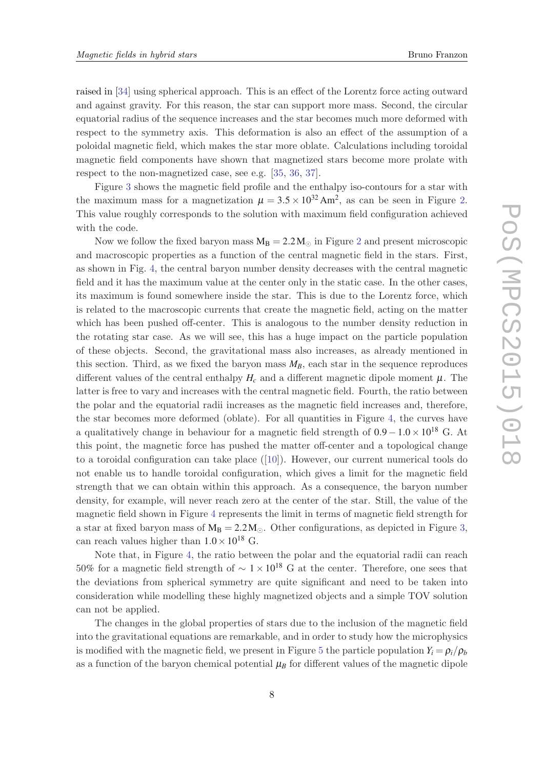raised in [34] using spherical approach. This is an effect of the Lorentz force acting outward and against gravity. For this reason, the star can support more mass. Second, the circular equatorial radius of the sequence increases and the star becomes much more deformed with respect to the symmetry axis. This deformation is also an effect of the assumption of a poloidal magnetic field, which makes the star more oblate. Calculations including toroidal magnetic field components have shown that magnetized stars become more prolate with respect to the non-magnetized case, see e.g. [35, 36, 37].

Figure 3 shows the magnetic field profile and the enthalpy iso-contours for a star with the maximum mass for a magnetization $\mu = 3.5 \times 10^{32}\,\mathrm{Am}^2$, as can be seen in Figure 2. This value roughly corresponds to the solution with maximum field configuration achieved with the code.

Now we follow the fixed baryon mass $\mathrm{M_B} = 2.2\,\mathrm{M}_\odot$ in Figure 2 and present microscopic and macroscopic properties as a function of the central magnetic field in the stars. First, as shown in Fig. 4, the central baryon number density decreases with the central magnetic field and it has the maximum value at the center only in the static case. In the other cases, its maximum is found somewhere inside the star. This is due to the Lorentz force, which is related to the macroscopic currents that create the magnetic field, acting on the matter which has been pushed off-center. This is analogous to the number density reduction in the rotating star case. As we will see, this has a huge impact on the particle population of these objects. Second, the gravitational mass also increases, as already mentioned in this section. Third, as we fixed the baryon mass $M_B$, each star in the sequence reproduces different values of the central enthalpy $H_c$ and a different magnetic dipole moment $\mu$. The latter is free to vary and increases with the central magnetic field. Fourth, the ratio between the polar and the equatorial radii increases as the magnetic field increases and, therefore, the star becomes more deformed (oblate). For all quantities in Figure 4, the curves have a qualitatively change in behaviour for a magnetic field strength of $0.9 - 1.0 \times 10^{18}$ G. At this point, the magnetic force has pushed the matter off-center and a topological change to a toroidal configuration can take place ([10]). However, our current numerical tools do not enable us to handle toroidal configuration, which gives a limit for the magnetic field strength that we can obtain within this approach. As a consequence, the baryon number density, for example, will never reach zero at the center of the star. Still, the value of the magnetic field shown in Figure 4 represents the limit in terms of magnetic field strength for a star at fixed baryon mass of $\mathrm{M_B} = 2.2\,\mathrm{M}_\odot$. Other configurations, as depicted in Figure 3, can reach values higher than $1.0 \times 10^{18}$ G.

Note that, in Figure 4, the ratio between the polar and the equatorial radii can reach 50% for a magnetic field strength of $\sim 1 \times 10^{18}$ G at the center. Therefore, one sees that the deviations from spherical symmetry are quite significant and need to be taken into consideration while modelling these highly magnetized objects and a simple TOV solution can not be applied.

The changes in the global properties of stars due to the inclusion of the magnetic field into the gravitational equations are remarkable, and in order to study how the microphysics is modified with the magnetic field, we present in Figure 5 the particle population $Y_i = \rho_i/\rho_b$ as a function of the baryon chemical potential $\mu_B$ for different values of the magnetic dipole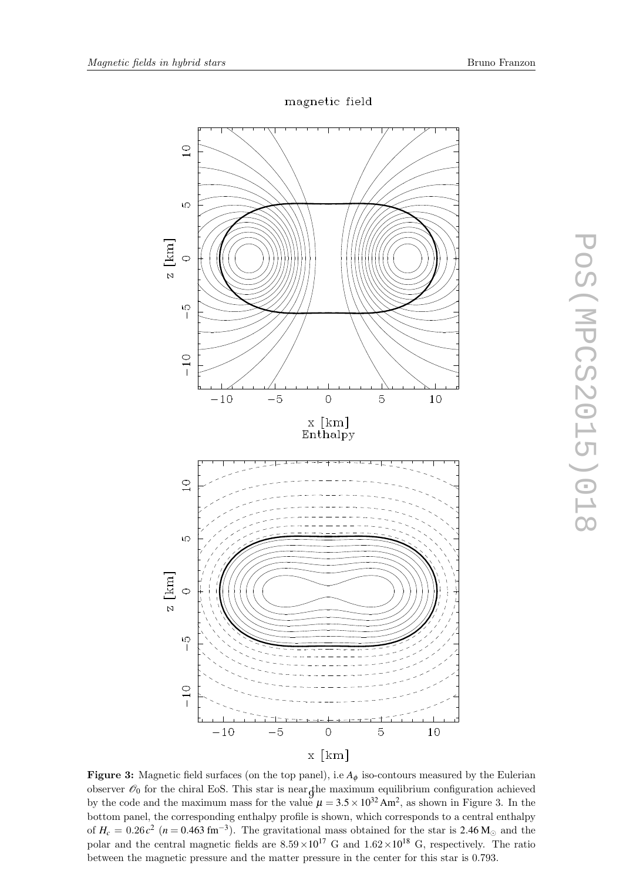**Figure 3:** Magnetic field surfaces (on the top panel), i.e $A_\phi$ iso-contours measured by the Eulerian observer $\mathscr{O}_0$ for the chiral EoS. This star is near the maximum equilibrium configuration achieved by the code and the maximum mass for the value $\mu = 3.5\times10^{32}\,\mathrm{Am}^2$, as shown in Figure 3. In the bottom panel, the corresponding enthalpy profile is shown, which corresponds to a central enthalpy of $H_c = 0.26\,c^2$ ($n = 0.463\,\mathrm{fm}^{-3}$). The gravitational mass obtained for the star is $2.46\,\mathrm{M}_\odot$ and the polar and the central magnetic fields are $8.59\times10^{17}$ G and $1.62\times10^{18}$ G, respectively. The ratio between the magnetic pressure and the matter pressure in the center for this star is 0.793.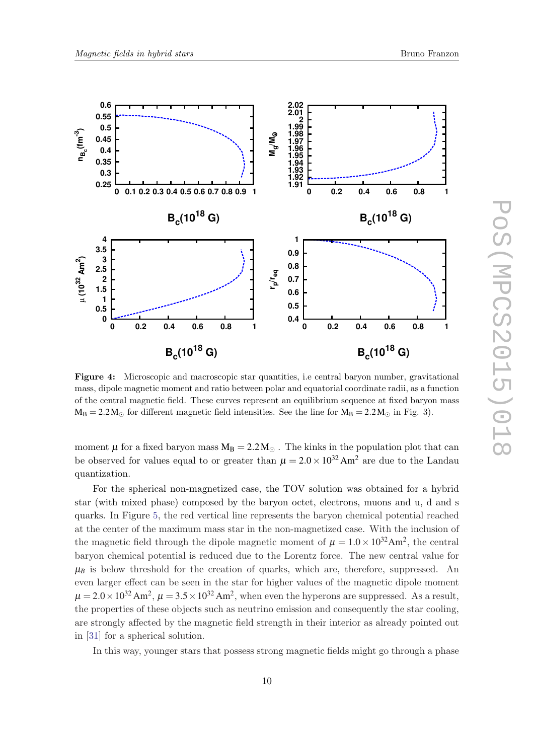**Figure 4:** Microscopic and macroscopic star quantities, i.e central baryon number, gravitational mass, dipole magnetic moment and ratio between polar and equatorial coordinate radii, as a function of the central magnetic field. These curves represent an equilibrium sequence at fixed baryon mass $M_B = 2.2 M_\odot$ for different magnetic field intensities. See the line for $M_B = 2.2 M_\odot$ in Fig. 3).

moment $\mu$ for a fixed baryon mass $M_B = 2.2 M_\odot$ . The kinks in the population plot that can be observed for values equal to or greater than $\mu = 2.0 \times 10^{32}\,\mathrm{Am}^2$ are due to the Landau quantization.

For the spherical non-magnetized case, the TOV solution was obtained for a hybrid star (with mixed phase) composed by the baryon octet, electrons, muons and u, d and s quarks. In Figure 5, the red vertical line represents the baryon chemical potential reached at the center of the maximum mass star in the non-magnetized case. With the inclusion of the magnetic field through the dipole magnetic moment of $\mu = 1.0 \times 10^{32}\mathrm{Am}^2$, the central baryon chemical potential is reduced due to the Lorentz force. The new central value for $\mu_B$ is below threshold for the creation of quarks, which are, therefore, suppressed. An even larger effect can be seen in the star for higher values of the magnetic dipole moment $\mu = 2.0 \times 10^{32}\,\mathrm{Am}^2$, $\mu = 3.5 \times 10^{32}\,\mathrm{Am}^2$, when even the hyperons are suppressed. As a result, the properties of these objects such as neutrino emission and consequently the star cooling, are strongly affected by the magnetic field strength in their interior as already pointed out in [31] for a spherical solution.

In this way, younger stars that possess strong magnetic fields might go through a phase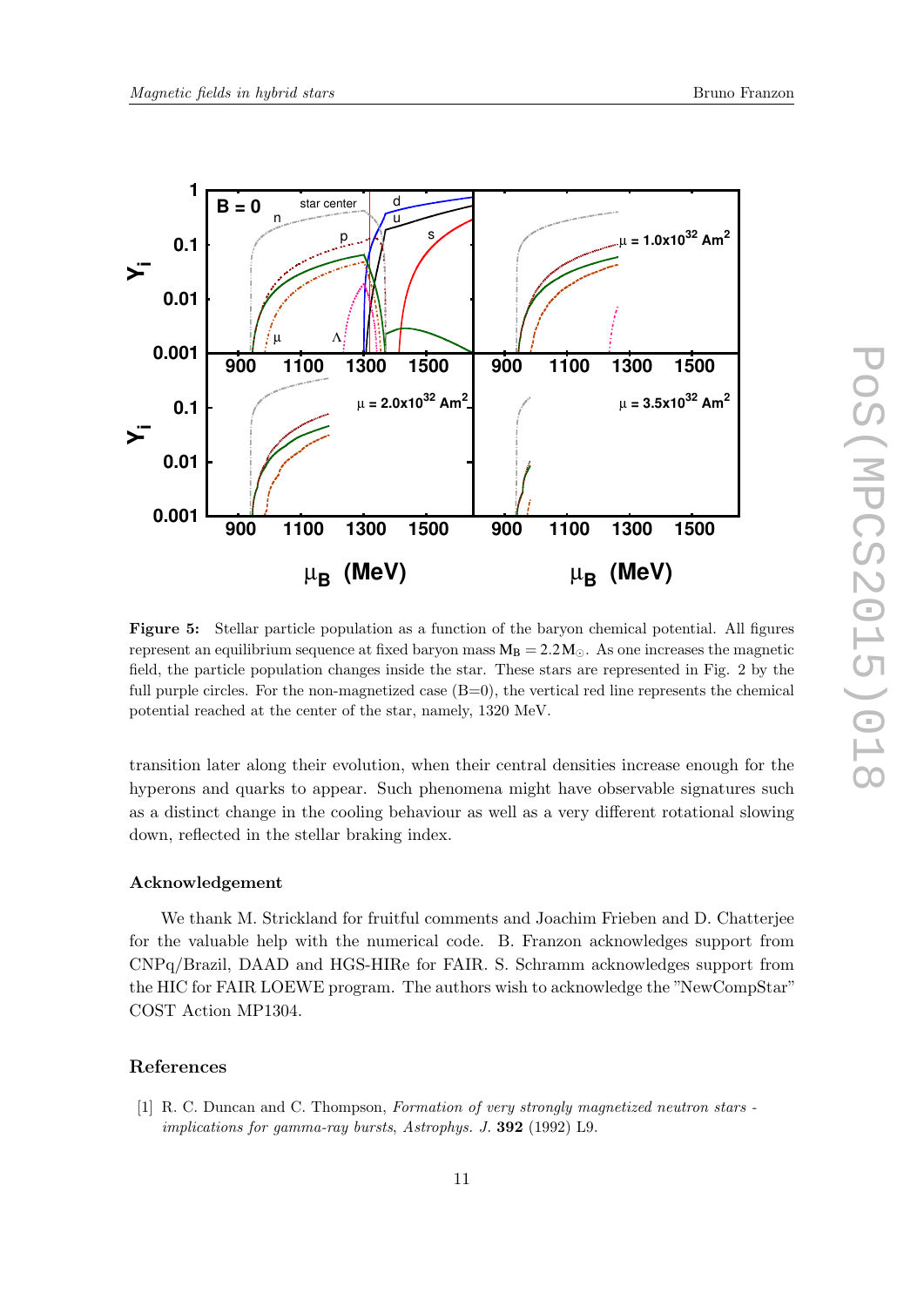**Figure 5:** Stellar particle population as a function of the baryon chemical potential. All figures represent an equilibrium sequence at fixed baryon mass $M_B = 2.2 M_\odot$. As one increases the magnetic field, the particle population changes inside the star. These stars are represented in Fig. 2 by the full purple circles. For the non-magnetized case (B=0), the vertical red line represents the chemical potential reached at the center of the star, namely, 1320 MeV.

transition later along their evolution, when their central densities increase enough for the hyperons and quarks to appear. Such phenomena might have observable signatures such as a distinct change in the cooling behaviour as well as a very different rotational slowing down, reflected in the stellar braking index.

### Acknowledgement

We thank M. Strickland for fruitful comments and Joachim Frieben and D. Chatterjee for the valuable help with the numerical code. B. Franzon acknowledges support from CNPq/Brazil, DAAD and HGS-HIRe for FAIR. S. Schramm acknowledges support from the HIC for FAIR LOEWE program. The authors wish to acknowledge the "NewCompStar" COST Action MP1304.

### References

[1] R. C. Duncan and C. Thompson, *Formation of very strongly magnetized neutron stars - implications for gamma-ray bursts*, *Astrophys. J.* **392** (1992) L9.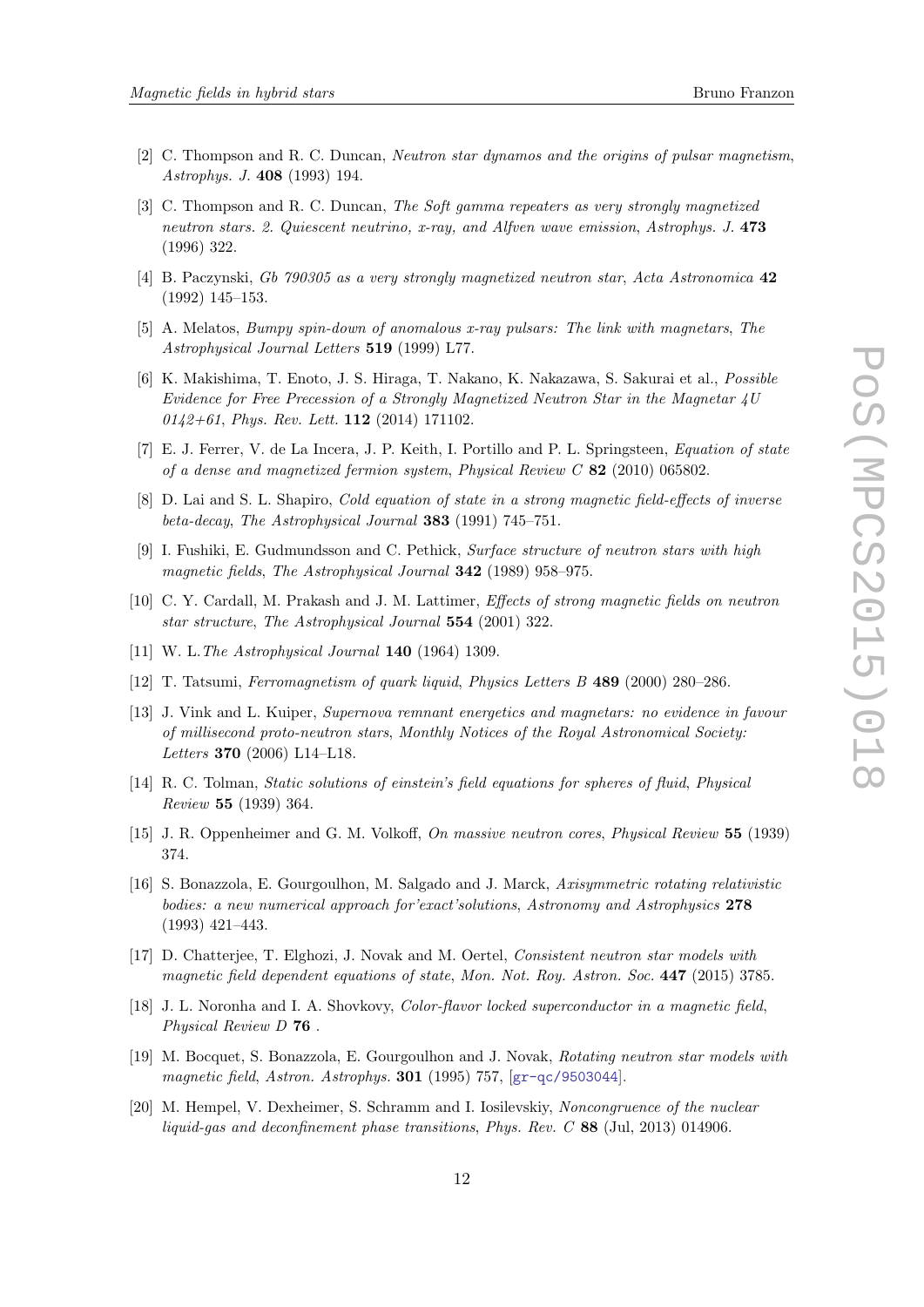[2] C. Thompson and R. C. Duncan, *Neutron star dynamos and the origins of pulsar magnetism*, *Astrophys. J.* **408** (1993) 194.

[3] C. Thompson and R. C. Duncan, *The Soft gamma repeaters as very strongly magnetized neutron stars. 2. Quiescent neutrino, x-ray, and Alfven wave emission*, *Astrophys. J.* **473** (1996) 322.

[4] B. Paczynski, *Gb 790305 as a very strongly magnetized neutron star*, *Acta Astronomica* **42** (1992) 145–153.

[5] A. Melatos, *Bumpy spin-down of anomalous x-ray pulsars: The link with magnetars*, *The Astrophysical Journal Letters* **519** (1999) L77.

[6] K. Makishima, T. Enoto, J. S. Hiraga, T. Nakano, K. Nakazawa, S. Sakurai et al., *Possible Evidence for Free Precession of a Strongly Magnetized Neutron Star in the Magnetar 4U 0142+61*, *Phys. Rev. Lett.* **112** (2014) 171102.

[7] E. J. Ferrer, V. de La Incera, J. P. Keith, I. Portillo and P. L. Springsteen, *Equation of state of a dense and magnetized fermion system*, *Physical Review C* **82** (2010) 065802.

[8] D. Lai and S. L. Shapiro, *Cold equation of state in a strong magnetic field-effects of inverse beta-decay*, *The Astrophysical Journal* **383** (1991) 745–751.

[9] I. Fushiki, E. Gudmundsson and C. Pethick, *Surface structure of neutron stars with high magnetic fields*, *The Astrophysical Journal* **342** (1989) 958–975.

[10] C. Y. Cardall, M. Prakash and J. M. Lattimer, *Effects of strong magnetic fields on neutron star structure*, *The Astrophysical Journal* **554** (2001) 322.

[11] W. L.*The Astrophysical Journal* **140** (1964) 1309.

[12] T. Tatsumi, *Ferromagnetism of quark liquid*, *Physics Letters B* **489** (2000) 280–286.

[13] J. Vink and L. Kuiper, *Supernova remnant energetics and magnetars: no evidence in favour of millisecond proto-neutron stars*, *Monthly Notices of the Royal Astronomical Society: Letters* **370** (2006) L14–L18.

[14] R. C. Tolman, *Static solutions of einstein's field equations for spheres of fluid*, *Physical Review* **55** (1939) 364.

[15] J. R. Oppenheimer and G. M. Volkoff, *On massive neutron cores*, *Physical Review* **55** (1939) 374.

[16] S. Bonazzola, E. Gourgoulhon, M. Salgado and J. Marck, *Axisymmetric rotating relativistic bodies: a new numerical approach for'exact'solutions*, *Astronomy and Astrophysics* **278** (1993) 421–443.

[17] D. Chatterjee, T. Elghozi, J. Novak and M. Oertel, *Consistent neutron star models with magnetic field dependent equations of state*, *Mon. Not. Roy. Astron. Soc.* **447** (2015) 3785.

[18] J. L. Noronha and I. A. Shovkovy, *Color-flavor locked superconductor in a magnetic field*, *Physical Review D* **76** .

[19] M. Bocquet, S. Bonazzola, E. Gourgoulhon and J. Novak, *Rotating neutron star models with magnetic field*, *Astron. Astrophys.* **301** (1995) 757, [gr-qc/9503044].

[20] M. Hempel, V. Dexheimer, S. Schramm and I. Iosilevskiy, *Noncongruence of the nuclear liquid-gas and deconfinement phase transitions*, *Phys. Rev. C* **88** (Jul, 2013) 014906.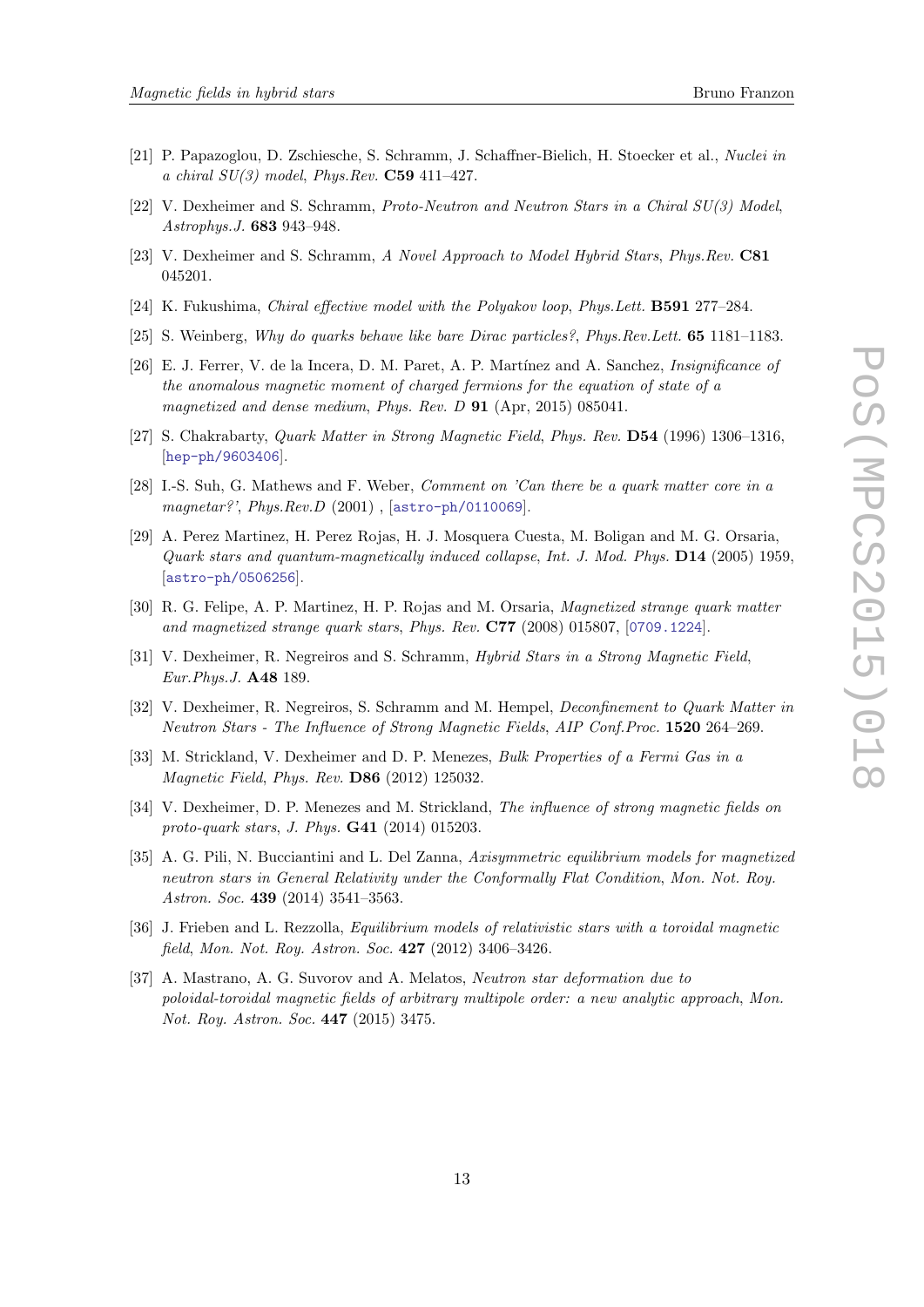[21] P. Papazoglou, D. Zschiesche, S. Schramm, J. Schaffner-Bielich, H. Stoecker et al., *Nuclei in a chiral SU(3) model*, *Phys.Rev.* **C59** 411–427.

[22] V. Dexheimer and S. Schramm, *Proto-Neutron and Neutron Stars in a Chiral SU(3) Model*, *Astrophys.J.* **683** 943–948.

[23] V. Dexheimer and S. Schramm, *A Novel Approach to Model Hybrid Stars*, *Phys.Rev.* **C81** 045201.

[24] K. Fukushima, *Chiral effective model with the Polyakov loop*, *Phys.Lett.* **B591** 277–284.

[25] S. Weinberg, *Why do quarks behave like bare Dirac particles?*, *Phys.Rev.Lett.* **65** 1181–1183.

[26] E. J. Ferrer, V. de la Incera, D. M. Paret, A. P. Martínez and A. Sanchez, *Insignificance of the anomalous magnetic moment of charged fermions for the equation of state of a magnetized and dense medium*, *Phys. Rev. D* **91** (Apr, 2015) 085041.

[27] S. Chakrabarty, *Quark Matter in Strong Magnetic Field*, *Phys. Rev.* **D54** (1996) 1306–1316, [hep-ph/9603406].

[28] I.-S. Suh, G. Mathews and F. Weber, *Comment on 'Can there be a quark matter core in a magnetar?'*, *Phys.Rev.D* (2001) , [astro-ph/0110069].

[29] A. Perez Martinez, H. Perez Rojas, H. J. Mosquera Cuesta, M. Boligan and M. G. Orsaria, *Quark stars and quantum-magnetically induced collapse*, *Int. J. Mod. Phys.* **D14** (2005) 1959, [astro-ph/0506256].

[30] R. G. Felipe, A. P. Martinez, H. P. Rojas and M. Orsaria, *Magnetized strange quark matter and magnetized strange quark stars*, *Phys. Rev.* **C77** (2008) 015807, [0709.1224].

[31] V. Dexheimer, R. Negreiros and S. Schramm, *Hybrid Stars in a Strong Magnetic Field*, *Eur.Phys.J.* **A48** 189.

[32] V. Dexheimer, R. Negreiros, S. Schramm and M. Hempel, *Deconfinement to Quark Matter in Neutron Stars - The Influence of Strong Magnetic Fields*, *AIP Conf.Proc.* **1520** 264–269.

[33] M. Strickland, V. Dexheimer and D. P. Menezes, *Bulk Properties of a Fermi Gas in a Magnetic Field*, *Phys. Rev.* **D86** (2012) 125032.

[34] V. Dexheimer, D. P. Menezes and M. Strickland, *The influence of strong magnetic fields on proto-quark stars*, *J. Phys.* **G41** (2014) 015203.

[35] A. G. Pili, N. Bucciantini and L. Del Zanna, *Axisymmetric equilibrium models for magnetized neutron stars in General Relativity under the Conformally Flat Condition*, *Mon. Not. Roy. Astron. Soc.* **439** (2014) 3541–3563.

[36] J. Frieben and L. Rezzolla, *Equilibrium models of relativistic stars with a toroidal magnetic field*, *Mon. Not. Roy. Astron. Soc.* **427** (2012) 3406–3426.

[37] A. Mastrano, A. G. Suvorov and A. Melatos, *Neutron star deformation due to poloidal-toroidal magnetic fields of arbitrary multipole order: a new analytic approach*, *Mon. Not. Roy. Astron. Soc.* **447** (2015) 3475.